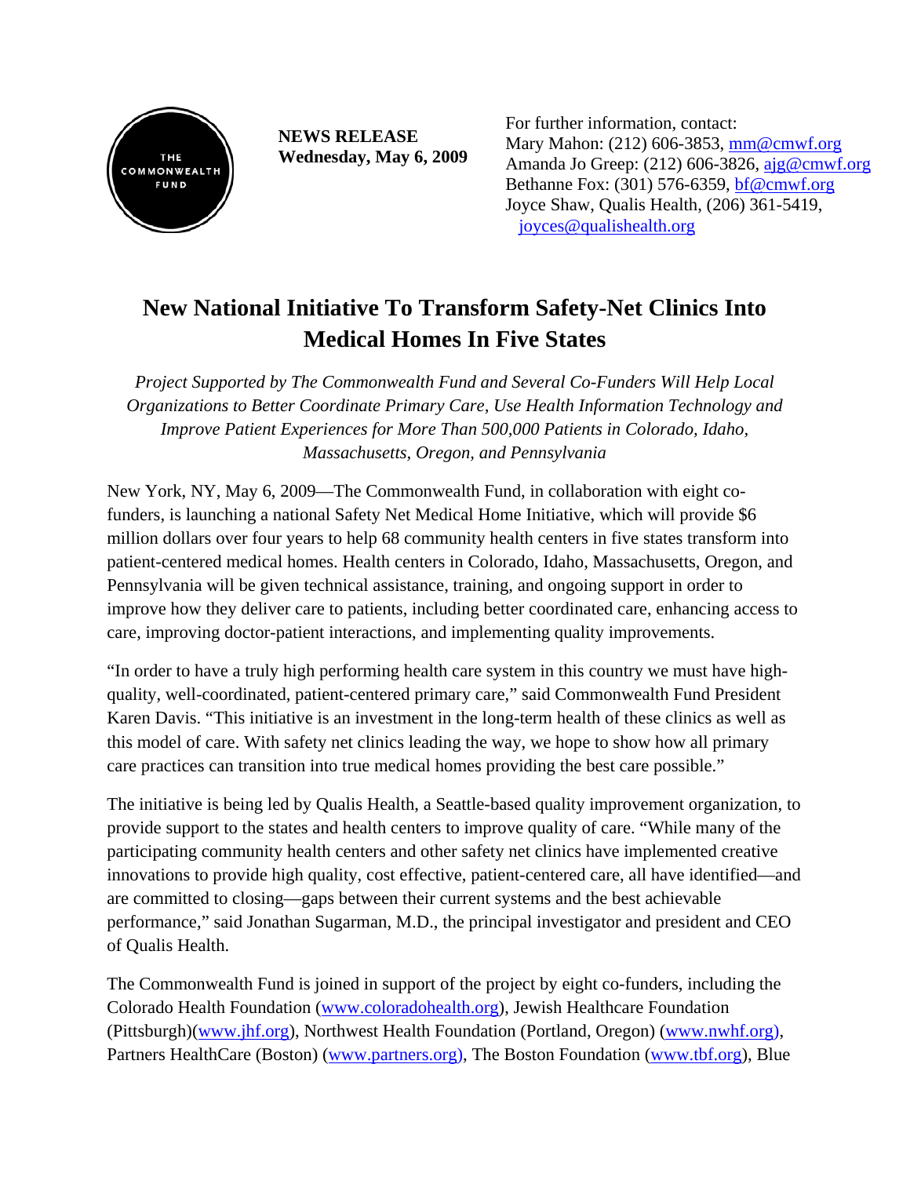THE COMMONWEALTH FUND

**NEWS RELEASE**
**Wednesday, May 6, 2009**

For further information, contact:
Mary Mahon: (212) 606-3853, mm@cmwf.org
Amanda Jo Greep: (212) 606-3826, ajg@cmwf.org
Bethanne Fox: (301) 576-6359, bf@cmwf.org
Joyce Shaw, Qualis Health, (206) 361-5419, joyces@qualishealth.org

# New National Initiative To Transform Safety-Net Clinics Into Medical Homes In Five States

*Project Supported by The Commonwealth Fund and Several Co-Funders Will Help Local Organizations to Better Coordinate Primary Care, Use Health Information Technology and Improve Patient Experiences for More Than 500,000 Patients in Colorado, Idaho, Massachusetts, Oregon, and Pennsylvania*

New York, NY, May 6, 2009—The Commonwealth Fund, in collaboration with eight co-funders, is launching a national Safety Net Medical Home Initiative, which will provide $6 million dollars over four years to help 68 community health centers in five states transform into patient-centered medical homes. Health centers in Colorado, Idaho, Massachusetts, Oregon, and Pennsylvania will be given technical assistance, training, and ongoing support in order to improve how they deliver care to patients, including better coordinated care, enhancing access to care, improving doctor-patient interactions, and implementing quality improvements.

"In order to have a truly high performing health care system in this country we must have high-quality, well-coordinated, patient-centered primary care," said Commonwealth Fund President Karen Davis. "This initiative is an investment in the long-term health of these clinics as well as this model of care. With safety net clinics leading the way, we hope to show how all primary care practices can transition into true medical homes providing the best care possible."

The initiative is being led by Qualis Health, a Seattle-based quality improvement organization, to provide support to the states and health centers to improve quality of care. "While many of the participating community health centers and other safety net clinics have implemented creative innovations to provide high quality, cost effective, patient-centered care, all have identified—and are committed to closing—gaps between their current systems and the best achievable performance," said Jonathan Sugarman, M.D., the principal investigator and president and CEO of Qualis Health.

The Commonwealth Fund is joined in support of the project by eight co-funders, including the Colorado Health Foundation (www.coloradohealth.org), Jewish Healthcare Foundation (Pittsburgh)(www.jhf.org), Northwest Health Foundation (Portland, Oregon) (www.nwhf.org), Partners HealthCare (Boston) (www.partners.org), The Boston Foundation (www.tbf.org), Blue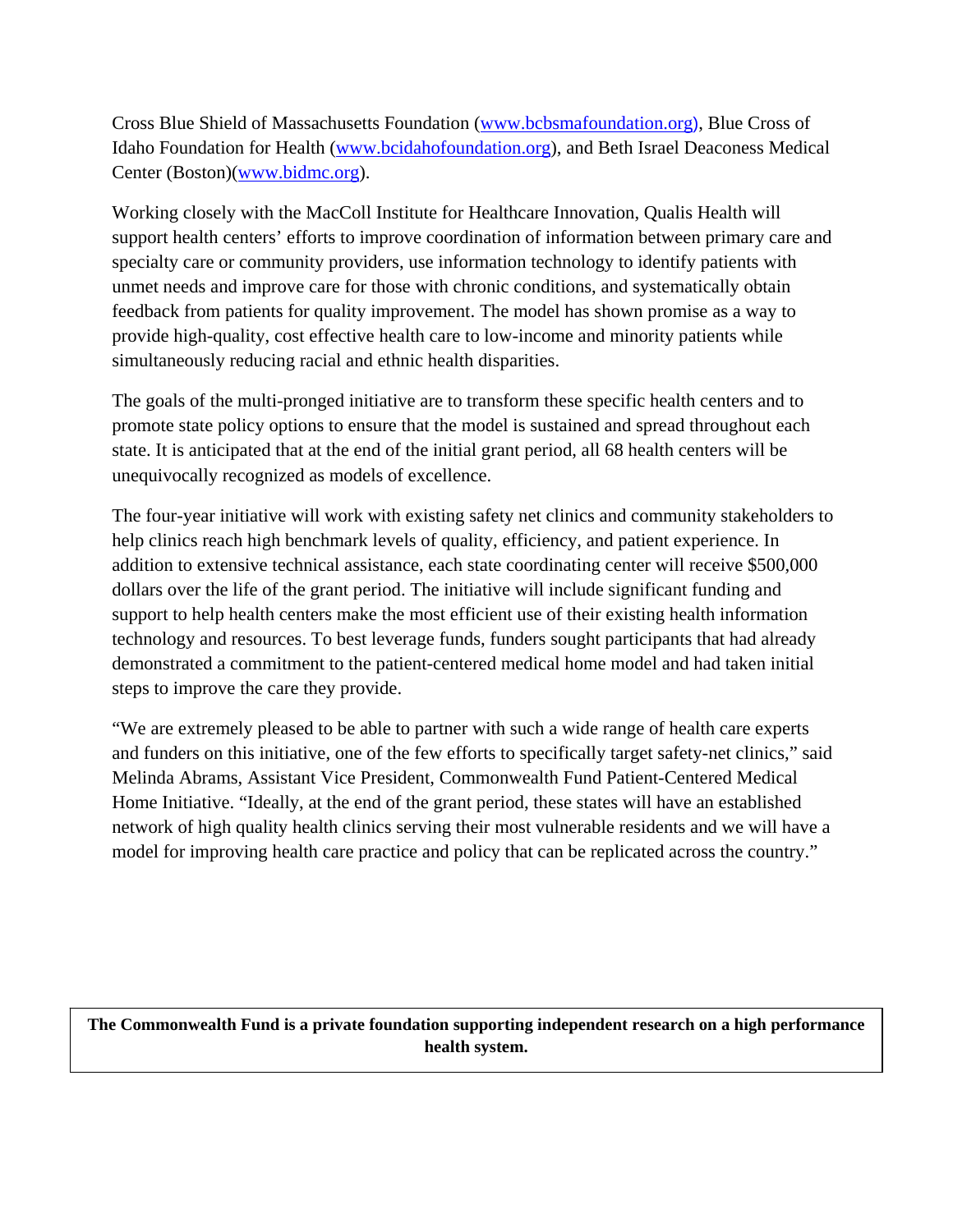Cross Blue Shield of Massachusetts Foundation (www.bcbsmafoundation.org), Blue Cross of Idaho Foundation for Health (www.bcidahofoundation.org), and Beth Israel Deaconess Medical Center (Boston)(www.bidmc.org).

Working closely with the MacColl Institute for Healthcare Innovation, Qualis Health will support health centers' efforts to improve coordination of information between primary care and specialty care or community providers, use information technology to identify patients with unmet needs and improve care for those with chronic conditions, and systematically obtain feedback from patients for quality improvement. The model has shown promise as a way to provide high-quality, cost effective health care to low-income and minority patients while simultaneously reducing racial and ethnic health disparities.

The goals of the multi-pronged initiative are to transform these specific health centers and to promote state policy options to ensure that the model is sustained and spread throughout each state. It is anticipated that at the end of the initial grant period, all 68 health centers will be unequivocally recognized as models of excellence.

The four-year initiative will work with existing safety net clinics and community stakeholders to help clinics reach high benchmark levels of quality, efficiency, and patient experience. In addition to extensive technical assistance, each state coordinating center will receive $500,000 dollars over the life of the grant period. The initiative will include significant funding and support to help health centers make the most efficient use of their existing health information technology and resources. To best leverage funds, funders sought participants that had already demonstrated a commitment to the patient-centered medical home model and had taken initial steps to improve the care they provide.

"We are extremely pleased to be able to partner with such a wide range of health care experts and funders on this initiative, one of the few efforts to specifically target safety-net clinics," said Melinda Abrams, Assistant Vice President, Commonwealth Fund Patient-Centered Medical Home Initiative. "Ideally, at the end of the grant period, these states will have an established network of high quality health clinics serving their most vulnerable residents and we will have a model for improving health care practice and policy that can be replicated across the country."

**The Commonwealth Fund is a private foundation supporting independent research on a high performance health system.**